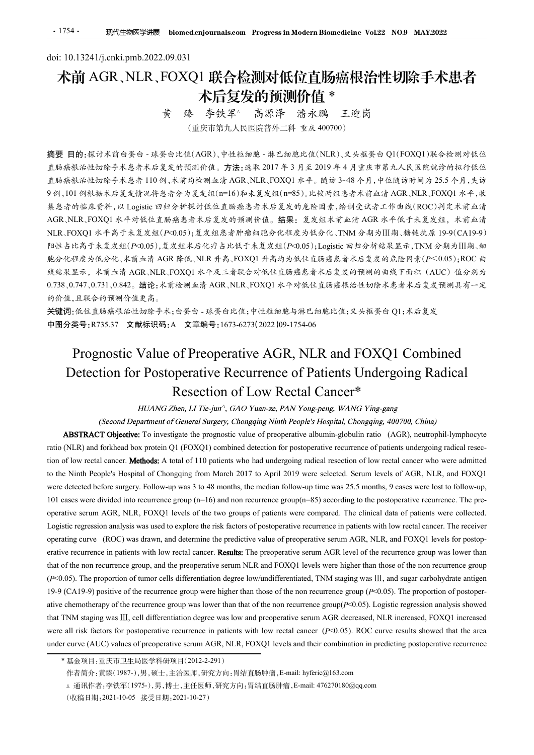doi: 10.13241/j.cnki.pmb.2022.09.031

# 术前 AGR、NLR、FOXQ1 联合检测对低位直肠癌根治性切除手术患者术后复发的预测价值 *

黄 臻 李铁军△ 高源泽 潘永鹏 王迎岗

（重庆市第九人民医院普外二科 重庆 400700）

**摘要 目的：**探讨术前白蛋白 - 球蛋白比值(AGR)、中性粒细胞 - 淋巴细胞比值(NLR)、叉头框蛋白 Q1(FOXQ1)联合检测对低位直肠癌根治性切除手术患者术后复发的预测价值。**方法：**选取 2017 年 3 月至 2019 年 4 月重庆市第九人民医院就诊的拟行低位直肠癌根治性切除手术患者 110 例，术前均检测血清 AGR、NLR、FOXQ1 水平。随访 3~48 个月，中位随访时间为 25.5 个月，失访 9 例，101 例根据术后复发情况将患者分为复发组(n=16)和未复发组(n=85)。比较两组患者术前血清 AGR、NLR、FOXQ1 水平，收集患者的临床资料，以 Logistic 回归分析探讨低位直肠癌患者术后复发的危险因素，绘制受试者工作曲线(ROC)判定术前血清 AGR、NLR、FOXQ1 水平对低位直肠癌患者术后复发的预测价值。**结果：**复发组术前血清 AGR 水平低于未复发组，术前血清 NLR、FOXQ1 水平高于未复发组($P$<0.05)；复发组患者肿瘤细胞分化程度为低分化、TNM 分期为Ⅲ期、糖链抗原 19-9(CA19-9)阳性占比高于未复发组($P$<0.05)，复发组术后化疗占比低于未复发组($P$<0.05)；Logistic 回归分析结果显示，TNM 分期为Ⅲ期、细胞分化程度为低分化、术前血清 AGR 降低、NLR 升高、FOXQ1 升高均为低位直肠癌患者术后复发的危险因素($P$＜0.05)；ROC 曲线结果显示，术前血清 AGR、NLR、FOXQ1 水平及三者联合对低位直肠癌患者术后复发的预测的曲线下面积（AUC）值分别为 0.738、0.747、0.731、0.842。**结论：**术前检测血清 AGR、NLR、FOXQ1 水平对低位直肠癌根治性切除术患者术后复发预测具有一定的价值，且联合的预测价值更高。

**关键词：**低位直肠癌根治性切除手术；白蛋白 - 球蛋白比值；中性粒细胞与淋巴细胞比值；叉头框蛋白 Q1；术后复发

**中图分类号：**R735.37 **文献标识码：**A **文章编号：**1673-6273(2022)09-1754-06

# Prognostic Value of Preoperative AGR, NLR and FOXQ1 Combined Detection for Postoperative Recurrence of Patients Undergoing Radical Resection of Low Rectal Cancer*

*HUANG Zhen, LI Tie-jun△, GAO Yuan-ze, PAN Yong-peng, WANG Ying-gang*

*(Second Department of General Surgery, Chongqing Ninth People's Hospital, Chongqing, 400700, China)*

**ABSTRACT Objective:** To investigate the prognostic value of preoperative albumin-globulin ratio (AGR), neutrophil-lymphocyte ratio (NLR) and forkhead box protein Q1 (FOXQ1) combined detection for postoperative recurrence of patients undergoing radical resection of low rectal cancer. **Methods:** A total of 110 patients who had undergoing radical resection of low rectal cancer who were admitted to the Ninth People's Hospital of Chongqing from March 2017 to April 2019 were selected. Serum levels of AGR, NLR, and FOXQ1 were detected before surgery. Follow-up was 3 to 48 months, the median follow-up time was 25.5 months, 9 cases were lost to follow-up, 101 cases were divided into recurrence group (n=16) and non recurrence group(n=85) according to the postoperative recurrence. The preoperative serum AGR, NLR, FOXQ1 levels of the two groups of patients were compared. The clinical data of patients were collected. Logistic regression analysis was used to explore the risk factors of postoperative recurrence in patients with low rectal cancer. The receiver operating curve (ROC) was drawn, and determine the predictive value of preoperative serum AGR, NLR, and FOXQ1 levels for postoperative recurrence in patients with low rectal cancer. **Results:** The preoperative serum AGR level of the recurrence group was lower than that of the non recurrence group, and the preoperative serum NLR and FOXQ1 levels were higher than those of the non recurrence group ($P$<0.05). The proportion of tumor cells differentiation degree low/undifferentiated, TNM staging was Ⅲ, and sugar carbohydrate antigen 19-9 (CA19-9) positive of the recurrence group were higher than those of the non recurrence group ($P$<0.05). The proportion of postoperative chemotherapy of the recurrence group was lower than that of the non recurrence group($P$<0.05). Logistic regression analysis showed that TNM staging was Ⅲ, cell differentiation degree was low and preoperative serum AGR decreased, NLR increased, FOXQ1 increased were all risk factors for postoperative recurrence in patients with low rectal cancer ($P$<0.05). ROC curve results showed that the area under curve (AUC) values of preoperative serum AGR, NLR, FOXQ1 levels and their combination in predicting postoperative recurrence

---

\* 基金项目：重庆市卫生局医学科研项目(2012-2-291)

作者简介：黄臻(1987-)，男，硕士，主治医师，研究方向：胃结直肠肿瘤，E-mail: hyferic@163.com

△ 通讯作者：李铁军(1975-)，男，博士，主任医师，研究方向：胃结直肠肿瘤，E-mail: 476270180@qq.com

(收稿日期：2021-10-05 接受日期：2021-10-27)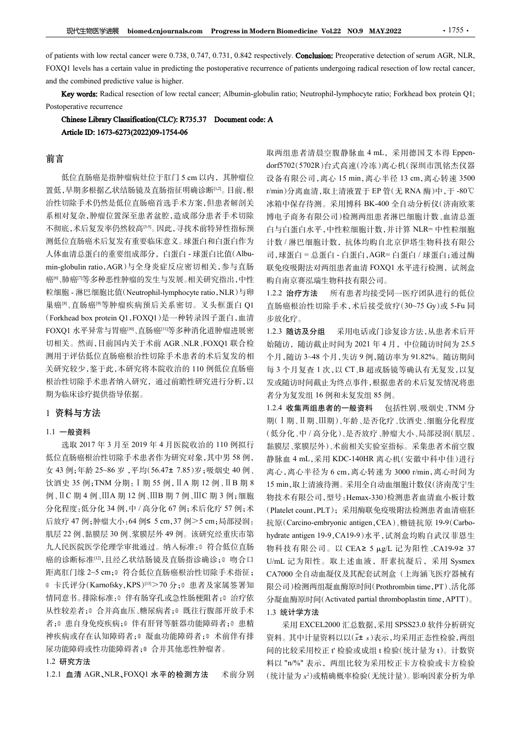of patients with low rectal cancer were 0.738, 0.747, 0.731, 0.842 respectively. **Conclusion:** Preoperative detection of serum AGR, NLR, FOXQ1 levels has a certain value in predicting the postoperative recurrence of patients undergoing radical resection of low rectal cancer, and the combined predictive value is higher.

**Key words:** Radical resection of low rectal cancer; Albumin-globulin ratio; Neutrophil-lymphocyte ratio; Forkhead box protein Q1; Postoperative recurrence

**Chinese Library Classification(CLC): R735.37　Document code: A**

**Article ID: 1673-6273(2022)09-1754-06**

## 前言

低位直肠癌是指肿瘤病灶位于肛门 5 cm 以内，其肿瘤位置低，早期多根据乙状结肠镜及直肠指征明确诊断[1,2]。目前，根治性切除手术仍然是低位直肠癌首选手术方案，但患者解剖关系相对复杂，肿瘤位置深至患者盆腔，造成部分患者手术切除不彻底，术后复发率仍然较高[3-5]。因此，寻找术前特异性指标预测低位直肠癌术后复发有重要临床意义。球蛋白和白蛋白作为人体血清总蛋白的重要组成部分，白蛋白 - 球蛋白比值(Albumin-globulin ratio，AGR)与全身炎症反应密切相关，参与直肠癌[6]、肺癌[7]等多种恶性肿瘤的发生与发展。相关研究指出，中性粒细胞 - 淋巴细胞比值(Neutrophil-lymphocyte ratio，NLR)与卵巢癌[8]、直肠癌[9]等肿瘤疾病预后关系密切。叉头框蛋白 Q1(Forkhead box protein Q1，FOXQ1)是一种转录因子蛋白，血清 FOXQ1 水平异常与胃癌[10]、直肠癌[11]等多种消化道肿瘤进展密切相关。然而，目前国内关于术前 AGR、NLR、FOXQ1 联合检测用于评估低位直肠癌根治性切除手术患者的术后复发的相关研究较少，鉴于此，本研究将本院收治的 110 例低位直肠癌根治性切除手术患者纳入研究，通过前瞻性研究进行分析，以期为临床诊疗提供指导依据。

## 1 资料与方法

### 1.1 一般资料

选取 2017 年 3 月至 2019 年 4 月医院收治的 110 例拟行低位直肠癌根治性切除手术患者作为研究对象，其中男 58 例，女 43 例；年龄 25~86 岁，平均(56.47± 7.85)岁；吸烟史 40 例、饮酒史 35 例；TNM 分期：Ⅰ期 55 例，ⅡA 期 12 例、ⅡB 期 8 例、ⅡC 期 4 例、ⅢA 期 12 例、ⅢB 期 7 例、ⅢC 期 3 例；细胞分化程度：低分化 34 例，中 / 高分化 67 例；术后化疗 57 例；术后放疗 47 例；肿瘤大小：64 例≤ 5 cm，37 例＞5 cm；局部浸润：肌层 22 例、黏膜层 30 例、浆膜层外 49 例。该研究经重庆市第九人民医院医学伦理学审批通过。纳入标准：① 符合低位直肠癌的诊断标准[12]，且经乙状结肠镜及直肠指诊确诊；② 吻合口距离肛门缘 2~5 cm；③ 符合低位直肠癌根治性切除手术指征；④ 卡氏评分(Karnofsky，KPS)[13]＞70 分；⑤ 患者及家属签署知情同意书。排除标准：① 伴有肠穿孔或急性肠梗阻者；② 治疗依从性较差者；③ 合并高血压、糖尿病者；④ 既往行腹部开放手术者；⑤ 患自身免疫疾病；⑥ 伴有肝肾等脏器功能障碍者；⑦ 患精神疾病或存在认知障碍者；⑧ 凝血功能障碍者；⑨ 术前伴有排尿功能障碍或性功能障碍者；⑩ 合并其他恶性肿瘤者。

### 1.2 研究方法

**1.2.1 血清 AGR、NLR、FOXQ1 水平的检测方法**　术前分别取两组患者清晨空腹静脉血 4 mL，采用德国艾本得 Eppendorf5702(5702R)台式高速(冷冻)离心机(深圳市凯铭杰仪器设备有限公司，离心 15 min，离心半径 13 cm，离心转速 3500 r/min)分离血清，取上清液置于 EP 管(无 RNA 酶)中，于 -80℃冰箱中保存待测。采用博科 BK-400 全自动分析仪(济南欧莱博电子商务有限公司)检测两组患者淋巴细胞计数、血清总蛋白与白蛋白水平，中性粒细胞计数，并计算 NLR= 中性粒细胞计数 / 淋巴细胞计数，抗体均购自北京伊塔生物科技有限公司，球蛋白 = 总蛋白 - 白蛋白，AGR= 白蛋白 / 球蛋白；通过酶联免疫吸附法对两组患者血清 FOXQ1 水平进行检测，试剂盒购自南京赛泓瑞生物科技有限公司。

**1.2.2 治疗方法**　所有患者均接受同一医疗团队进行的低位直肠癌根治性切除手术，术后接受放疗(30~75 Gy)或 5-Fu 同步放化疗。

**1.2.3 随访及分组**　采用电话或门诊复诊方法，从患者术后开始随访，随访截止时间为 2021 年 4 月，中位随访时间为 25.5 个月，随访 3~48 个月，失访 9 例，随访率为 91.82%。随访期间每 3 个月复查 1 次，以 CT、B 超或肠镜等确认有无复发，以复发或随访时间截止为终点事件，根据患者的术后复发情况将患者分为复发组 16 例和未复发组 85 例。

**1.2.4 收集两组患者的一般资料**　包括性别、吸烟史、TNM 分期(Ⅰ期、Ⅱ期、Ⅲ期)、年龄、是否化疗、饮酒史、细胞分化程度(低分化、中 / 高分化)、是否放疗、肿瘤大小、局部浸润(肌层、黏膜层、浆膜层外)、术前相关实验室指标。采集患者术前空腹静脉血 4 mL，采用 KDC-140HR 离心机(安徽中科中佳)进行离心，离心半径为 6 cm，离心转速为 3000 r/min，离心时间为 15 min，取上清液待测。采用全自动血细胞计数仪(济南茂宁生物技术有限公司，型号：Hemax-330)检测患者血清血小板计数(Platelet count，PLT)；采用酶联免疫吸附法检测患者血清癌胚抗原(Carcino-embryonic antigen，CEA)、糖链抗原 19-9(Carbohydrate antigen 19-9，CA19-9)水平，试剂盒均购自武汉菲恩生物科技有限公司。以 CEA≥ 5 μg/L 记为阳性、CA19-9≥ 37 U/mL 记为阳性。取上述血液，肝素抗凝后，采用 Sysmex CA7000 全自动血凝仪及其配套试剂盒（上海涵飞医疗器械有限公司)检测两组凝血酶原时间(Prothrombin time，PT)、活化部分凝血酶原时间(Activated partial thromboplastin time，APTT)。

### 1.3 统计学方法

采用 EXCEL2000 汇总数据，采用 SPSS23.0 软件分析研究资料。其中计量资料以以($\bar{x}$± $s$)表示，均采用正态性检验，两组间的比较采用校正 t' 检验或成组 t 检验(统计量为 t)。计数资料以 "n/%" 表示，两组比较为采用校正卡方检验或卡方检验(统计量为 $x^2$)或精确概率检验(无统计量)。影响因素分析为单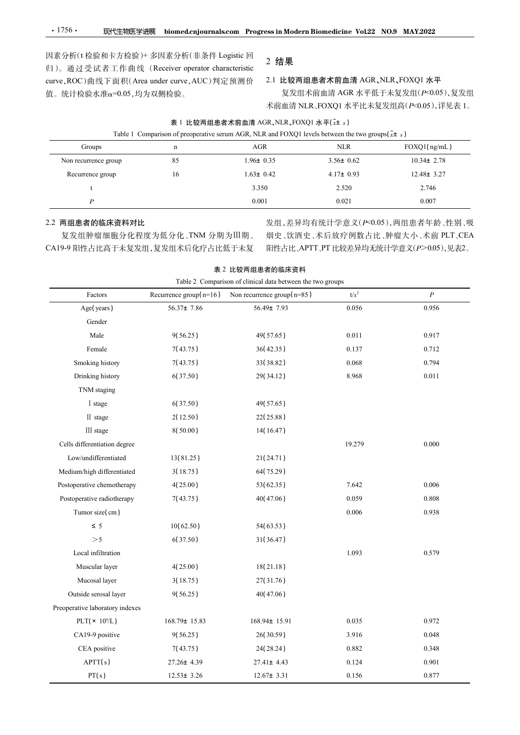因素分析(t 检验和卡方检验)+ 多因素分析(非条件 Logistic 回归)。通过受试者工作曲线(Receiver operator characteristic curve,ROC)曲线下面积(Area under curve,AUC)判定预测价值。统计检验水准$\alpha$=0.05,均为双侧检验。

## 2 结果

### 2.1 比较两组患者术前血清 AGR、NLR、FOXQ1 水平

复发组术前血清 AGR 水平低于未复发组($P$<0.05),复发组术前血清 NLR、FOXQ1 水平比未复发组高($P$<0.05),详见表 1。

表 1 比较两组患者术前血清 AGR、NLR、FOXQ1 水平($\bar{x}\pm s$)

Table 1 Comparison of preoperative serum AGR, NLR and FOXQ1 levels between the two groups($\bar{x}\pm s$)

| Groups | n | AGR | NLR | FOXQ1(ng/mL) |
|---|---|---|---|---|
| Non recurrence group | 85 | 1.96± 0.35 | 3.56± 0.62 | 10.34± 2.78 |
| Recurrence group | 16 | 1.63± 0.42 | 4.17± 0.93 | 12.48± 3.27 |
| t | | 3.350 | 2.520 | 2.746 |
| $P$ | | 0.001 | 0.021 | 0.007 |

### 2.2 两组患者的临床资料对比

复发组肿瘤细胞分化程度为低分化、TNM 分期为Ⅲ期、CA19-9 阳性占比高于未复发组,复发组术后化疗占比低于未复发组,差异均有统计学意义($P$<0.05),两组患者年龄、性别、吸烟史、饮酒史、术后放疗例数占比、肿瘤大小、术前 PLT、CEA 阳性占比、APTT、PT 比较差异均无统计学意义($P$>0.05),见表2。

表 2 比较两组患者的临床资料

Table 2 Comparison of clinical data between the two groups

| Factors | Recurrence group(n=16) | Non recurrence group(n=85) | t/$\chi^2$ | $P$ |
|---|---|---|---|---|
| Age(years) | 56.37± 7.86 | 56.49± 7.93 | 0.056 | 0.956 |
| Gender | | | | |
| Male | 9(56.25) | 49(57.65) | 0.011 | 0.917 |
| Female | 7(43.75) | 36(42.35) | 0.137 | 0.712 |
| Smoking history | 7(43.75) | 33(38.82) | 0.068 | 0.794 |
| Drinking history | 6(37.50) | 29(34.12) | 8.968 | 0.011 |
| TNM staging | | | | |
| Ⅰ stage | 6(37.50) | 49(57.65) | | |
| Ⅱ stage | 2(12.50) | 22(25.88) | | |
| Ⅲ stage | 8(50.00) | 14(16.47) | | |
| Cells differentiation degree | | | 19.279 | 0.000 |
| Low/undifferentiated | 13(81.25) | 21(24.71) | | |
| Medium/high differentiated | 3(18.75) | 64(75.29) | | |
| Postoperative chemotherapy | 4(25.00) | 53(62.35) | 7.642 | 0.006 |
| Postoperative radiotherapy | 7(43.75) | 40(47.06) | 0.059 | 0.808 |
| Tumor size(cm) | | | 0.006 | 0.938 |
| ≤ 5 | 10(62.50) | 54(63.53) | | |
| >5 | 6(37.50) | 31(36.47) | | |
| Local infiltration | | | 1.093 | 0.579 |
| Muscular layer | 4(25.00) | 18(21.18) | | |
| Mucosal layer | 3(18.75) | 27(31.76) | | |
| Outside serosal layer | 9(56.25) | 40(47.06) | | |
| Preoperative laboratory indexes | | | | |
| PLT($\times 10^9$/L) | 168.79± 15.83 | 168.94± 15.91 | 0.035 | 0.972 |
| CA19-9 positive | 9(56.25) | 26(30.59) | 3.916 | 0.048 |
| CEA positive | 7(43.75) | 24(28.24) | 0.882 | 0.348 |
| APTT(s) | 27.26± 4.39 | 27.41± 4.43 | 0.124 | 0.901 |
| PT(s) | 12.53± 3.26 | 12.67± 3.31 | 0.156 | 0.877 |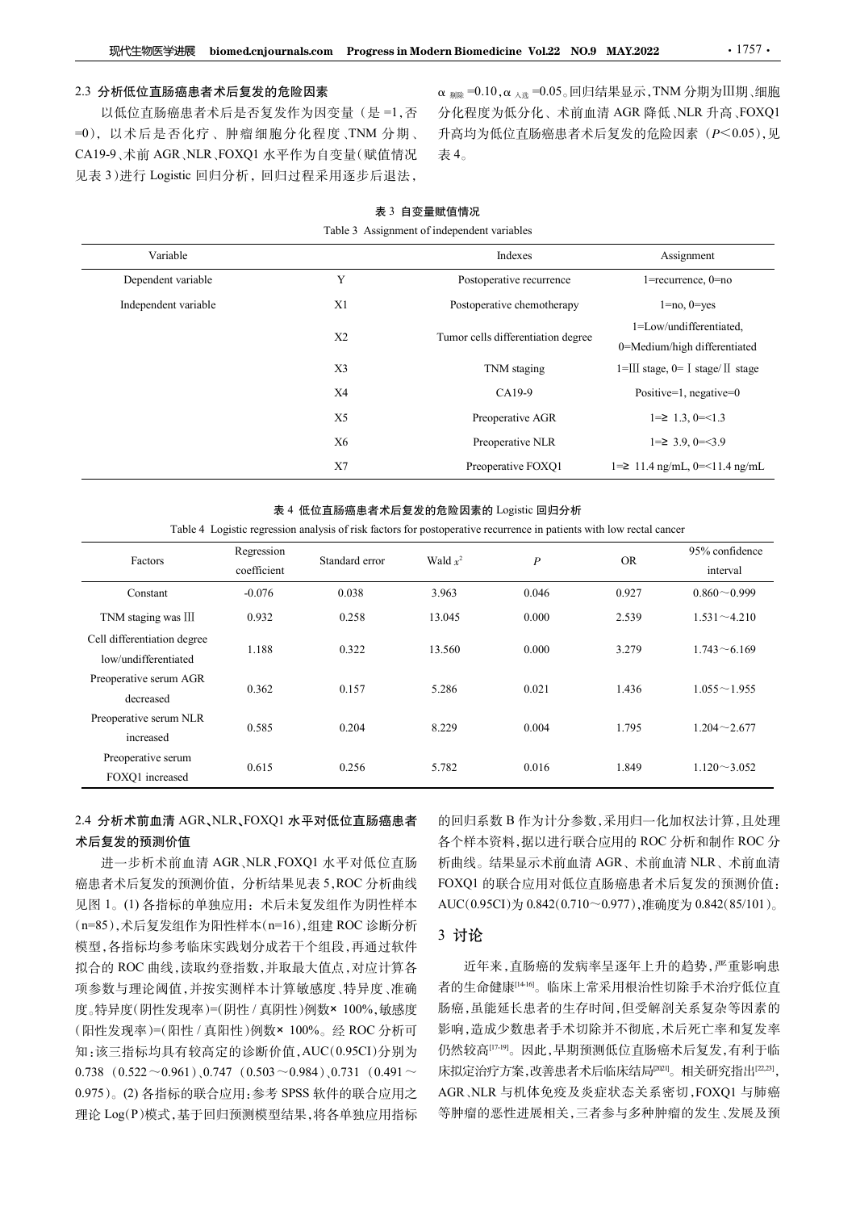### 2.3 分析低位直肠癌患者术后复发的危险因素

以低位直肠癌患者术后是否复发作为因变量（是 =1，否 =0），以术后是否化疗、肿瘤细胞分化程度、TNM 分期、CA19-9、术前 AGR、NLR、FOXQ1 水平作为自变量（赋值情况见表 3）进行 Logistic 回归分析，回归过程采用逐步后退法，$\alpha_{剔除}=0.10$，$\alpha_{入选}=0.05$。回归结果显示，TNM 分期为Ⅲ期、细胞分化程度为低分化、术前血清 AGR 降低、NLR 升高、FOXQ1 升高均为低位直肠癌患者术后复发的危险因素（$P<0.05$），见表 4。

**表 3 自变量赋值情况**

Table 3 Assignment of independent variables

| Variable | | Indexes | Assignment |
|---|---|---|---|
| Dependent variable | Y | Postoperative recurrence | 1=recurrence, 0=no |
| Independent variable | X1 | Postoperative chemotherapy | 1=no, 0=yes |
| | X2 | Tumor cells differentiation degree | 1=Low/undifferentiated, 0=Medium/high differentiated |
| | X3 | TNM staging | 1=Ⅲ stage, 0= Ⅰ stage/ Ⅱ stage |
| | X4 | CA19-9 | Positive=1, negative=0 |
| | X5 | Preoperative AGR | 1=≥ 1.3, 0=<1.3 |
| | X6 | Preoperative NLR | 1=≥ 3.9, 0=<3.9 |
| | X7 | Preoperative FOXQ1 | 1=≥ 11.4 ng/mL, 0=<11.4 ng/mL |

**表 4 低位直肠癌患者术后复发的危险因素的 Logistic 回归分析**

Table 4 Logistic regression analysis of risk factors for postoperative recurrence in patients with low rectal cancer

| Factors | Regression coefficient | Standard error | Wald $\chi^2$ | $P$ | OR | 95% confidence interval |
|---|---|---|---|---|---|---|
| Constant | -0.076 | 0.038 | 3.963 | 0.046 | 0.927 | 0.860～0.999 |
| TNM staging was Ⅲ | 0.932 | 0.258 | 13.045 | 0.000 | 2.539 | 1.531～4.210 |
| Cell differentiation degree low/undifferentiated | 1.188 | 0.322 | 13.560 | 0.000 | 3.279 | 1.743～6.169 |
| Preoperative serum AGR decreased | 0.362 | 0.157 | 5.286 | 0.021 | 1.436 | 1.055～1.955 |
| Preoperative serum NLR increased | 0.585 | 0.204 | 8.229 | 0.004 | 1.795 | 1.204～2.677 |
| Preoperative serum FOXQ1 increased | 0.615 | 0.256 | 5.782 | 0.016 | 1.849 | 1.120～3.052 |

### 2.4 分析术前血清 AGR、NLR、FOXQ1 水平对低位直肠癌患者术后复发的预测价值

进一步分析术前血清 AGR、NLR、FOXQ1 水平对低位直肠癌患者术后复发的预测价值，分析结果见表 5，ROC 分析曲线见图 1。(1) 各指标的单独应用：术后未复发组作为阴性样本(n=85)，术后复发组作为阳性样本(n=16)，组建 ROC 诊断分析模型，各指标均参考临床实践划分成若干个组段，再通过软件拟合的 ROC 曲线，读取约登指数，并取最大值点，对应计算各项参数与理论阈值，并按实测样本计算敏感度、特异度、准确度。特异度(阴性发现率)=(阴性 / 真阴性)例数× 100%，敏感度(阳性发现率)=(阳性 / 真阳性)例数× 100%。经 ROC 分析可知：该三指标均具有较高定的诊断价值，AUC(0.95CI)分别为 0.738（0.522～0.961）、0.747（0.503～0.984）、0.731（0.491～0.975）。(2) 各指标的联合应用：参考 SPSS 软件的联合应用之理论 Log(P)模式，基于回归预测模型结果，将各单独应用指标的回归系数 B 作为计分参数，采用归一化加权法计算，且处理各个样本资料，据以进行联合应用的 ROC 分析和制作 ROC 分析曲线。结果显示术前血清 AGR、术前血清 NLR、术前血清 FOXQ1 的联合应用对低位直肠癌患者术后复发的预测价值：AUC(0.95CI)为 0.842(0.710～0.977)，准确度为 0.842(85/101)。

## 3 讨论

近年来，直肠癌的发病率呈逐年上升的趋势，严重影响患者的生命健康[14-16]。临床上常采用根治性切除手术治疗低位直肠癌，虽能延长患者的生存时间，但受解剖关系复杂等因素的影响，造成少数患者手术切除并不彻底，术后死亡率和复发率仍然较高[17-19]。因此，早期预测低位直肠癌术后复发，有利于临床拟定治疗方案，改善患者术后临床结局[20,21]。相关研究指出[22,23]，AGR、NLR 与机体免疫及炎症状态关系密切，FOXQ1 与肺癌等肿瘤的恶性进展相关，三者参与多种肿瘤的发生、发展及预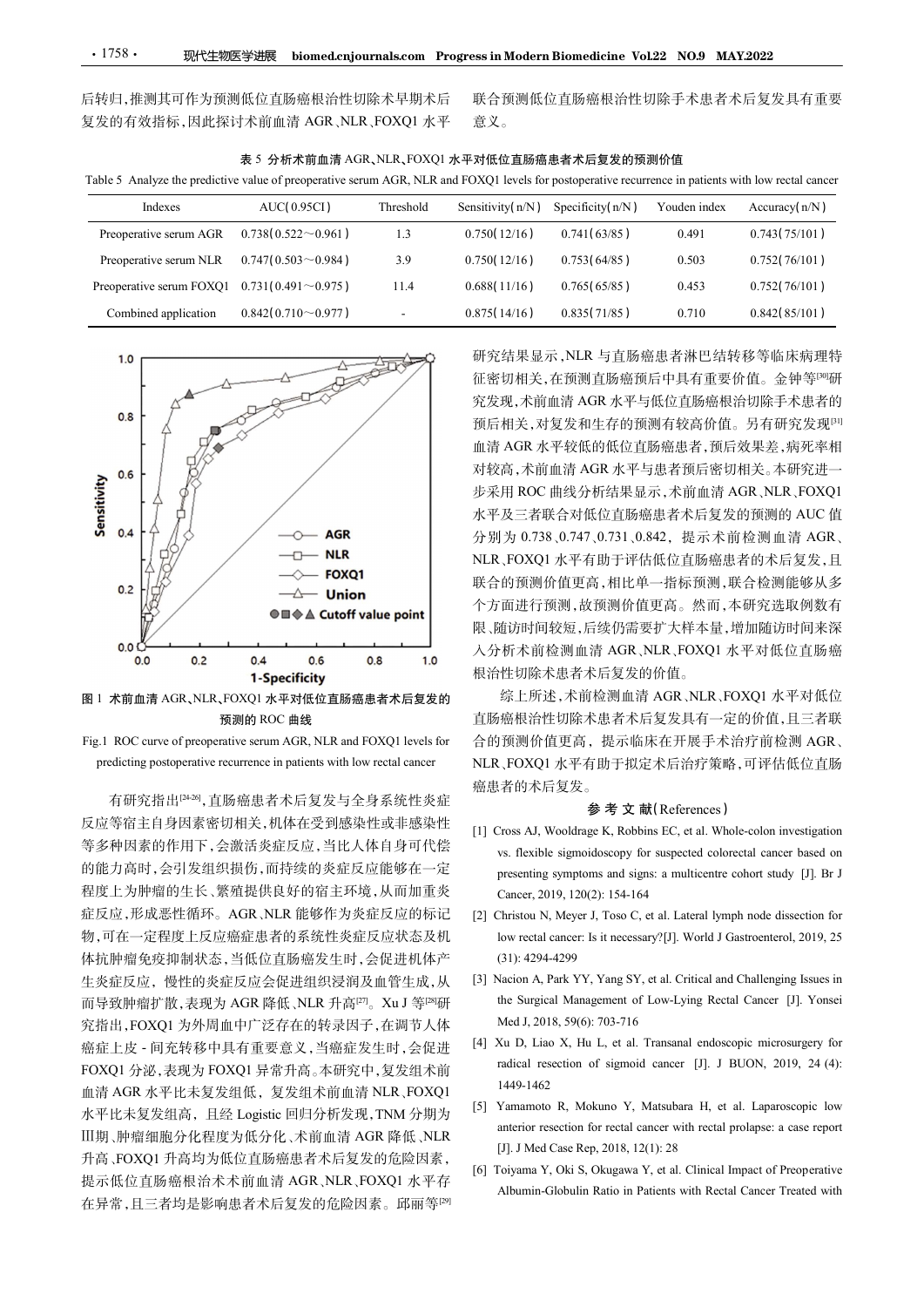后转归，推测其可作为预测低位直肠癌根治性切除术早期术后复发的有效指标，因此探讨术前血清 AGR、NLR、FOXQ1 水平联合预测低位直肠癌根治性切除手术患者术后复发具有重要意义。

**表 5 分析术前血清 AGR、NLR、FOXQ1 水平对低位直肠癌患者术后复发的预测价值**

Table 5 Analyze the predictive value of preoperative serum AGR, NLR and FOXQ1 levels for postoperative recurrence in patients with low rectal cancer

| Indexes | AUC(0.95CI) | Threshold | Sensitivity(n/N) | Specificity(n/N) | Youden index | Accuracy(n/N) |
| --- | --- | --- | --- | --- | --- | --- |
| Preoperative serum AGR | 0.738(0.522～0.961) | 1.3 | 0.750(12/16) | 0.741(63/85) | 0.491 | 0.743(75/101) |
| Preoperative serum NLR | 0.747(0.503～0.984) | 3.9 | 0.750(12/16) | 0.753(64/85) | 0.503 | 0.752(76/101) |
| Preoperative serum FOXQ1 | 0.731(0.491～0.975) | 11.4 | 0.688(11/16) | 0.765(65/85) | 0.453 | 0.752(76/101) |
| Combined application | 0.842(0.710～0.977) | - | 0.875(14/16) | 0.835(71/85) | 0.710 | 0.842(85/101) |

图 1 术前血清 AGR、NLR、FOXQ1 水平对低位直肠癌患者术后复发的预测的 ROC 曲线

Fig.1 ROC curve of preoperative serum AGR, NLR and FOXQ1 levels for predicting postoperative recurrence in patients with low rectal cancer

有研究指出[24-26]，直肠癌患者术后复发与全身系统性炎症反应等宿主自身因素密切相关，机体在受到感染性或非感染性等多种因素的作用下，会激活炎症反应，当比人体自身可代偿的能力高时，会引发组织损伤，而持续的炎症反应能够在一定程度上为肿瘤的生长、繁殖提供良好的宿主环境，从而加重炎症反应，形成恶性循环。AGR、NLR 能够作为炎症反应的标记物，可在一定程度上反应癌症患者的系统性炎症反应状态及机体抗肿瘤免疫抑制状态，当低位直肠癌发生时，会促进机体产生炎症反应，慢性的炎症反应会促进组织浸润及血管生成，从而导致肿瘤扩散，表现为 AGR 降低、NLR 升高[27]。Xu J 等[28]研究指出，FOXQ1 为外周血中广泛存在的转录因子，在调节人体癌症上皮 - 间充转移中具有重要意义，当癌症发生时，会促进 FOXQ1 分泌，表现为 FOXQ1 异常升高。本研究中，复发组术前血清 AGR 水平比未复发组低，复发组术前血清 NLR、FOXQ1 水平比未复发组高，且经 Logistic 回归分析发现，TNM 分期为Ⅲ期、肿瘤细胞分化程度为低分化、术前血清 AGR 降低、NLR 升高、FOXQ1 升高均为低位直肠癌患者术后复发的危险因素，提示低位直肠癌根治术术前血清 AGR、NLR、FOXQ1 水平存在异常，且三者均是影响患者术后复发的危险因素。邱丽等[29]研究结果显示，NLR 与直肠癌患者淋巴结转移等临床病理特征密切相关，在预测直肠癌预后中具有重要价值。金钟等[30]研究发现，术前血清 AGR 水平与低位直肠癌根治切除手术患者的预后相关，对复发和生存的预测有较高价值。另有研究发现[31]血清 AGR 水平较低的低位直肠癌患者，预后效果差，病死率相对较高，术前血清 AGR 水平与患者预后密切相关。本研究进一步采用 ROC 曲线分析结果显示，术前血清 AGR、NLR、FOXQ1 水平及三者联合对低位直肠癌患者术后复发的预测的 AUC 值分别为 0.738、0.747、0.731、0.842，提示术前检测血清 AGR、NLR、FOXQ1 水平有助于评估低位直肠癌患者的术后复发，且联合的预测价值更高，相比单一指标预测，联合检测能够从多个方面进行预测，故预测价值更高。然而，本研究选取例数有限、随访时间较短，后续仍需要扩大样本量，增加随访时间来深入分析术前检测血清 AGR、NLR、FOXQ1 水平对低位直肠癌根治性切除术患者术后复发的价值。

综上所述，术前检测血清 AGR、NLR、FOXQ1 水平对低位直肠癌根治性切除术患者术后复发具有一定的价值，且三者联合的预测价值更高，提示临床在开展手术治疗前检测 AGR、NLR、FOXQ1 水平有助于拟定术后治疗策略，可评估低位直肠癌患者的术后复发。

## 参 考 文 献(References)

[1] Cross AJ, Wooldrage K, Robbins EC, et al. Whole-colon investigation vs. flexible sigmoidoscopy for suspected colorectal cancer based on presenting symptoms and signs: a multicentre cohort study [J]. Br J Cancer, 2019, 120(2): 154-164

[2] Christou N, Meyer J, Toso C, et al. Lateral lymph node dissection for low rectal cancer: Is it necessary?[J]. World J Gastroenterol, 2019, 25 (31): 4294-4299

[3] Nacion A, Park YY, Yang SY, et al. Critical and Challenging Issues in the Surgical Management of Low-Lying Rectal Cancer [J]. Yonsei Med J, 2018, 59(6): 703-716

[4] Xu D, Liao X, Hu L, et al. Transanal endoscopic microsurgery for radical resection of sigmoid cancer [J]. J BUON, 2019, 24 (4): 1449-1462

[5] Yamamoto R, Mokuno Y, Matsubara H, et al. Laparoscopic low anterior resection for rectal cancer with rectal prolapse: a case report [J]. J Med Case Rep, 2018, 12(1): 28

[6] Toiyama Y, Oki S, Okugawa Y, et al. Clinical Impact of Preoperative Albumin-Globulin Ratio in Patients with Rectal Cancer Treated with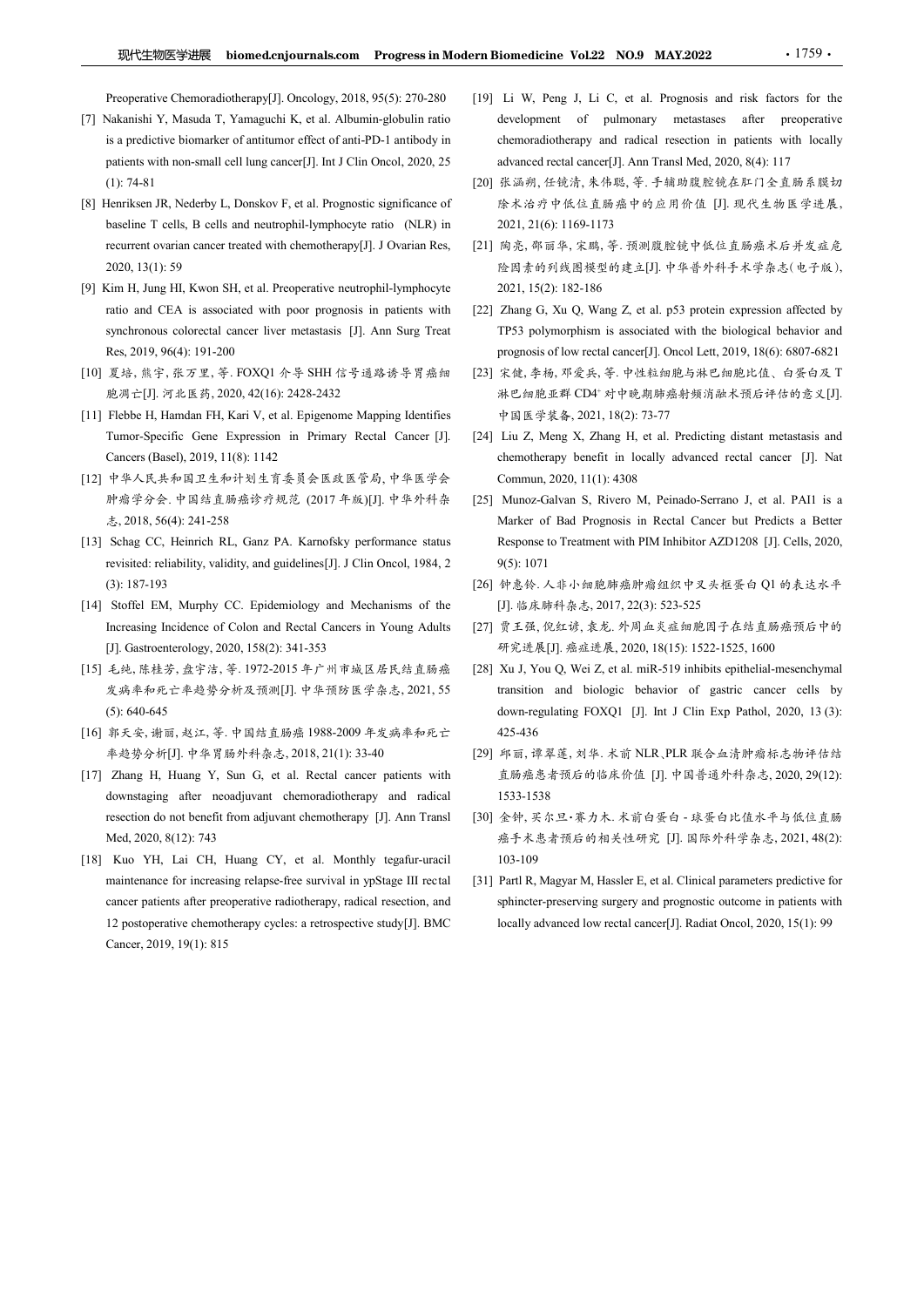Preoperative Chemoradiotherapy[J]. Oncology, 2018, 95(5): 270-280

[7] Nakanishi Y, Masuda T, Yamaguchi K, et al. Albumin-globulin ratio is a predictive biomarker of antitumor effect of anti-PD-1 antibody in patients with non-small cell lung cancer[J]. Int J Clin Oncol, 2020, 25 (1): 74-81

[8] Henriksen JR, Nederby L, Donskov F, et al. Prognostic significance of baseline T cells, B cells and neutrophil-lymphocyte ratio (NLR) in recurrent ovarian cancer treated with chemotherapy[J]. J Ovarian Res, 2020, 13(1): 59

[9] Kim H, Jung HI, Kwon SH, et al. Preoperative neutrophil-lymphocyte ratio and CEA is associated with poor prognosis in patients with synchronous colorectal cancer liver metastasis [J]. Ann Surg Treat Res, 2019, 96(4): 191-200

[10] 夏培, 熊宇, 张万里, 等. FOXQ1 介导 SHH 信号通路诱导胃癌细胞凋亡[J]. 河北医药, 2020, 42(16): 2428-2432

[11] Flebbe H, Hamdan FH, Kari V, et al. Epigenome Mapping Identifies Tumor-Specific Gene Expression in Primary Rectal Cancer [J]. Cancers (Basel), 2019, 11(8): 1142

[12] 中华人民共和国卫生和计划生育委员会医政医管局, 中华医学会肿瘤学分会. 中国结直肠癌诊疗规范 (2017 年版)[J]. 中华外科杂志, 2018, 56(4): 241-258

[13] Schag CC, Heinrich RL, Ganz PA. Karnofsky performance status revisited: reliability, validity, and guidelines[J]. J Clin Oncol, 1984, 2 (3): 187-193

[14] Stoffel EM, Murphy CC. Epidemiology and Mechanisms of the Increasing Incidence of Colon and Rectal Cancers in Young Adults [J]. Gastroenterology, 2020, 158(2): 341-353

[15] 毛纯, 陈桂芳, 盘宇洁, 等. 1972-2015 年广州市城区居民结直肠癌发病率和死亡率趋势分析及预测[J]. 中华预防医学杂志, 2021, 55 (5): 640-645

[16] 郭天安, 谢丽, 赵江, 等. 中国结直肠癌 1988-2009 年发病率和死亡率趋势分析[J]. 中华胃肠外科杂志, 2018, 21(1): 33-40

[17] Zhang H, Huang Y, Sun G, et al. Rectal cancer patients with downstaging after neoadjuvant chemoradiotherapy and radical resection do not benefit from adjuvant chemotherapy [J]. Ann Transl Med, 2020, 8(12): 743

[18] Kuo YH, Lai CH, Huang CY, et al. Monthly tegafur-uracil maintenance for increasing relapse-free survival in ypStage III rectal cancer patients after preoperative radiotherapy, radical resection, and 12 postoperative chemotherapy cycles: a retrospective study[J]. BMC Cancer, 2019, 19(1): 815

[19] Li W, Peng J, Li C, et al. Prognosis and risk factors for the development of pulmonary metastases after preoperative chemoradiotherapy and radical resection in patients with locally advanced rectal cancer[J]. Ann Transl Med, 2020, 8(4): 117

[20] 张涵朔, 任镜清, 朱伟聪, 等. 手辅助腹腔镜在肛门全直肠系膜切除术治疗中低位直肠癌中的应用价值 [J]. 现代生物医学进展, 2021, 21(6): 1169-1173

[21] 陶亮, 郜丽华, 宋鹏, 等. 预测腹腔镜中低位直肠癌术后并发症危险因素的列线图模型的建立[J]. 中华普外科手术学杂志(电子版), 2021, 15(2): 182-186

[22] Zhang G, Xu Q, Wang Z, et al. p53 protein expression affected by TP53 polymorphism is associated with the biological behavior and prognosis of low rectal cancer[J]. Oncol Lett, 2019, 18(6): 6807-6821

[23] 宋健, 李杨, 邓爱兵, 等. 中性粒细胞与淋巴细胞比值、白蛋白及 T 淋巴细胞亚群 $CD4^+$ 对中晚期肺癌射频消融术预后评估的意义[J]. 中国医学装备, 2021, 18(2): 73-77

[24] Liu Z, Meng X, Zhang H, et al. Predicting distant metastasis and chemotherapy benefit in locally advanced rectal cancer [J]. Nat Commun, 2020, 11(1): 4308

[25] Munoz-Galvan S, Rivero M, Peinado-Serrano J, et al. PAI1 is a Marker of Bad Prognosis in Rectal Cancer but Predicts a Better Response to Treatment with PIM Inhibitor AZD1208 [J]. Cells, 2020, 9(5): 1071

[26] 钟惠铃. 人非小细胞肺癌肿瘤组织中叉头框蛋白 Q1 的表达水平[J]. 临床肺科杂志, 2017, 22(3): 523-525

[27] 贾王强, 倪红语, 袁龙. 外周血炎症细胞因子在结直肠癌预后中的研究进展[J]. 癌症进展, 2020, 18(15): 1522-1525, 1600

[28] Xu J, You Q, Wei Z, et al. miR-519 inhibits epithelial-mesenchymal transition and biologic behavior of gastric cancer cells by down-regulating FOXQ1 [J]. Int J Clin Exp Pathol, 2020, 13 (3): 425-436

[29] 邱丽, 谭翠莲, 刘华. 术前 NLR、PLR 联合血清肿瘤标志物评估结直肠癌患者预后的临床价值 [J]. 中国普通外科杂志, 2020, 29(12): 1533-1538

[30] 金钟, 买尔旦·赛力木. 术前白蛋白 - 球蛋白比值水平与低位直肠癌手术患者预后的相关性研究 [J]. 国际外科学杂志, 2021, 48(2): 103-109

[31] Partl R, Magyar M, Hassler E, et al. Clinical parameters predictive for sphincter-preserving surgery and prognostic outcome in patients with locally advanced low rectal cancer[J]. Radiat Oncol, 2020, 15(1): 99